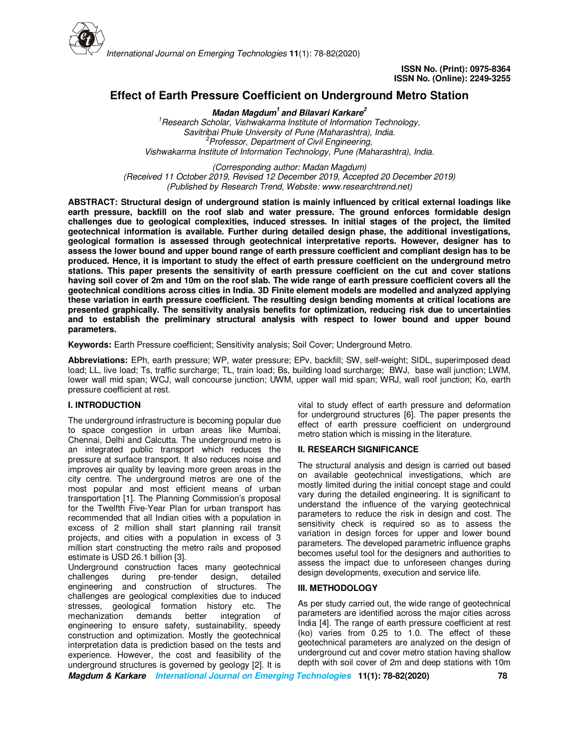# Effect of Earth Pressure Coefficient on Underground Metro Station

***Madan Magdum[1] and Bilavari Karkare[2]***

*[1]Research Scholar, Vishwakarma Institute of Information Technology, Savitribai Phule University of Pune (Maharashtra), India.*
*[2]Professor, Department of Civil Engineering, Vishwakarma Institute of Information Technology, Pune (Maharashtra), India.*

*(Corresponding author: Madan Magdum)*
*(Received 11 October 2019, Revised 12 December 2019, Accepted 20 December 2019)*
*(Published by Research Trend, Website: www.researchtrend.net)*

**ABSTRACT: Structural design of underground station is mainly influenced by critical external loadings like earth pressure, backfill on the roof slab and water pressure. The ground enforces formidable design challenges due to geological complexities, induced stresses. In initial stages of the project, the limited geotechnical information is available. Further during detailed design phase, the additional investigations, geological formation is assessed through geotechnical interpretative reports. However, designer has to assess the lower bound and upper bound range of earth pressure coefficient and compliant design has to be produced. Hence, it is important to study the effect of earth pressure coefficient on the underground metro stations. This paper presents the sensitivity of earth pressure coefficient on the cut and cover stations having soil cover of 2m and 10m on the roof slab. The wide range of earth pressure coefficient covers all the geotechnical conditions across cities in India. 3D Finite element models are modelled and analyzed applying these variation in earth pressure coefficient. The resulting design bending moments at critical locations are presented graphically. The sensitivity analysis benefits for optimization, reducing risk due to uncertainties and to establish the preliminary structural analysis with respect to lower bound and upper bound parameters.**

**Keywords:** Earth Pressure coefficient; Sensitivity analysis; Soil Cover; Underground Metro.

**Abbreviations:** EPh, earth pressure; WP, water pressure; EPv, backfill; SW, self-weight; SIDL, superimposed dead load; LL, live load; Ts, traffic surcharge; TL, train load; Bs, building load surcharge; BWJ, base wall junction; LWM, lower wall mid span; WCJ, wall concourse junction; UWM, upper wall mid span; WRJ, wall roof junction; Ko, earth pressure coefficient at rest.

## I. INTRODUCTION

The underground infrastructure is becoming popular due to space congestion in urban areas like Mumbai, Chennai, Delhi and Calcutta. The underground metro is an integrated public transport which reduces the pressure at surface transport. It also reduces noise and improves air quality by leaving more green areas in the city centre. The underground metros are one of the most popular and most efficient means of urban transportation [1]. The Planning Commission's proposal for the Twelfth Five-Year Plan for urban transport has recommended that all Indian cities with a population in excess of 2 million shall start planning rail transit projects, and cities with a population in excess of 3 million start constructing the metro rails and proposed estimate is USD 26.1 billion [3].

Underground construction faces many geotechnical challenges during pre-tender design, detailed engineering and construction of structures. The challenges are geological complexities due to induced stresses, geological formation history etc. The mechanization demands better integration of engineering to ensure safety, sustainability, speedy construction and optimization. Mostly the geotechnical interpretation data is prediction based on the tests and experience. However, the cost and feasibility of the underground structures is governed by geology [2]. It is vital to study effect of earth pressure and deformation for underground structures [6]. The paper presents the effect of earth pressure coefficient on underground metro station which is missing in the literature.

## II. RESEARCH SIGNIFICANCE

The structural analysis and design is carried out based on available geotechnical investigations, which are mostly limited during the initial concept stage and could vary during the detailed engineering. It is significant to understand the influence of the varying geotechnical parameters to reduce the risk in design and cost. The sensitivity check is required so as to assess the variation in design forces for upper and lower bound parameters. The developed parametric influence graphs becomes useful tool for the designers and authorities to assess the impact due to unforeseen changes during design developments, execution and service life.

## III. METHODOLOGY

As per study carried out, the wide range of geotechnical parameters are identified across the major cities across India [4]. The range of earth pressure coefficient at rest (ko) varies from 0.25 to 1.0. The effect of these geotechnical parameters are analyzed on the design of underground cut and cover metro station having shallow depth with soil cover of 2m and deep stations with 10m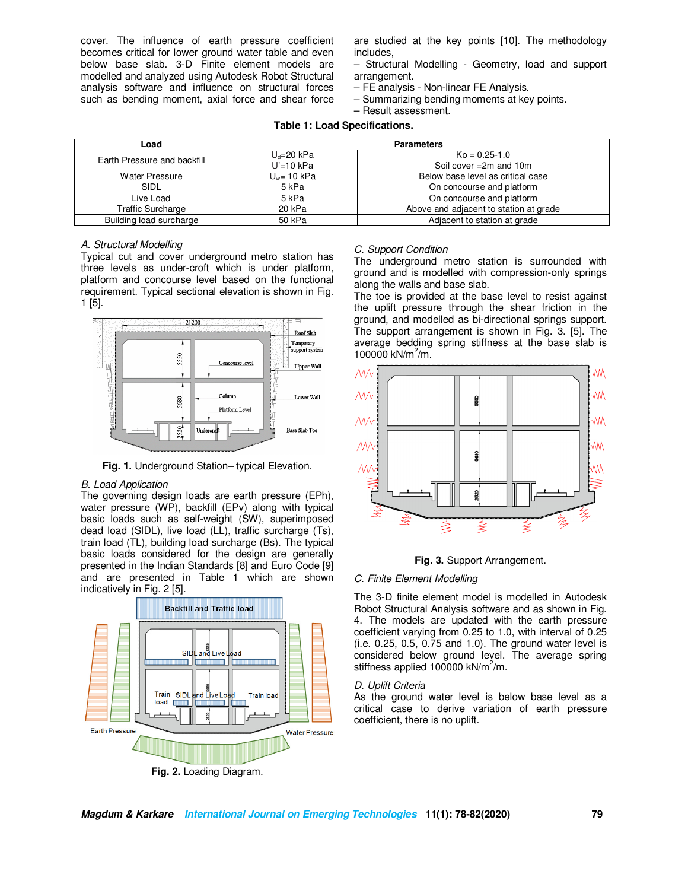cover. The influence of earth pressure coefficient becomes critical for lower ground water table and even below base slab. 3-D Finite element models are modelled and analyzed using Autodesk Robot Structural analysis software and influence on structural forces such as bending moment, axial force and shear force are studied at the key points [10]. The methodology includes,

– Structural Modelling - Geometry, load and support arrangement.
– FE analysis - Non-linear FE Analysis.
– Summarizing bending moments at key points.
– Result assessment.

**Table 1: Load Specifications.**

| Load | Parameters | |
|---|---|---|
| Earth Pressure and backfill | $U_d$=20 kPa<br>U'=10 kPa | Ko = 0.25-1.0<br>Soil cover =2m and 10m |
| Water Pressure | $U_w$= 10 kPa | Below base level as critical case |
| SIDL | 5 kPa | On concourse and platform |
| Live Load | 5 kPa | On concourse and platform |
| Traffic Surcharge | 20 kPa | Above and adjacent to station at grade |
| Building load surcharge | 50 kPa | Adjacent to station at grade |

*A. Structural Modelling*

Typical cut and cover underground metro station has three levels as under-croft which is under platform, platform and concourse level based on the functional requirement. Typical sectional elevation is shown in Fig. 1 [5].

**Fig. 1.** Underground Station– typical Elevation.

*B. Load Application*

The governing design loads are earth pressure (EPh), water pressure (WP), backfill (EPv) along with typical basic loads such as self-weight (SW), superimposed dead load (SIDL), live load (LL), traffic surcharge (Ts), train load (TL), building load surcharge (Bs). The typical basic loads considered for the design are generally presented in the Indian Standards [8] and Euro Code [9] and are presented in Table 1 which are shown indicatively in Fig. 2 [5].

**Fig. 2.** Loading Diagram.

*C. Support Condition*

The underground metro station is surrounded with ground and is modelled with compression-only springs along the walls and base slab.

The toe is provided at the base level to resist against the uplift pressure through the shear friction in the ground, and modelled as bi-directional springs support. The support arrangement is shown in Fig. 3. [5]. The average bedding spring stiffness at the base slab is 100000 kN/m$^2$/m.

**Fig. 3.** Support Arrangement.

*C. Finite Element Modelling*

The 3-D finite element model is modelled in Autodesk Robot Structural Analysis software and as shown in Fig. 4. The models are updated with the earth pressure coefficient varying from 0.25 to 1.0, with interval of 0.25 (i.e. 0.25, 0.5, 0.75 and 1.0). The ground water level is considered below ground level. The average spring stiffness applied 100000 kN/m$^2$/m.

*D. Uplift Criteria*

As the ground water level is below base level as a critical case to derive variation of earth pressure coefficient, there is no uplift.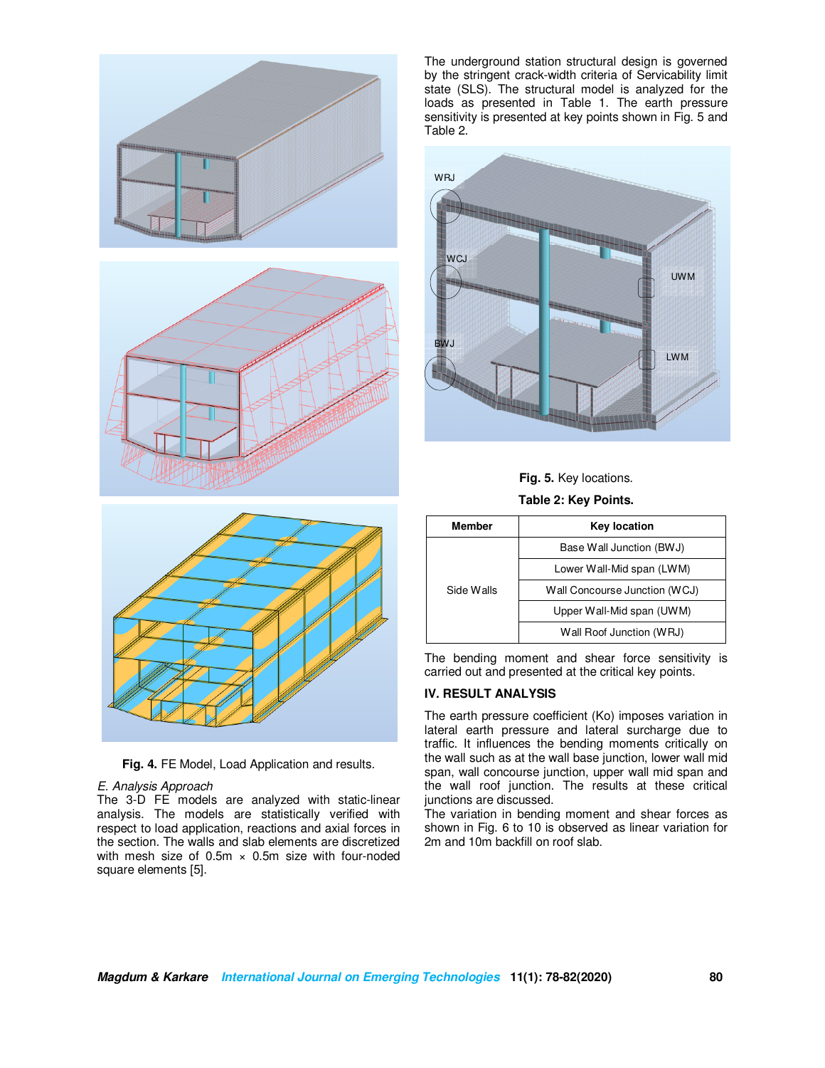Fig. 4. FE Model, Load Application and results.

*E. Analysis Approach*

The 3-D FE models are analyzed with static-linear analysis. The models are statistically verified with respect to load application, reactions and axial forces in the section. The walls and slab elements are discretized with mesh size of 0.5m × 0.5m size with four-noded square elements [5].

The underground station structural design is governed by the stringent crack-width criteria of Servicability limit state (SLS). The structural model is analyzed for the loads as presented in Table 1. The earth pressure sensitivity is presented at key points shown in Fig. 5 and Table 2.

**Fig. 5.** Key locations.

**Table 2: Key Points.**

| Member | Key location |
|---|---|
| Side Walls | Base Wall Junction (BWJ) |
| | Lower Wall-Mid span (LWM) |
| | Wall Concourse Junction (WCJ) |
| | Upper Wall-Mid span (UWM) |
| | Wall Roof Junction (WRJ) |

The bending moment and shear force sensitivity is carried out and presented at the critical key points.

## IV. RESULT ANALYSIS

The earth pressure coefficient (Ko) imposes variation in lateral earth pressure and lateral surcharge due to traffic. It influences the bending moments critically on the wall such as at the wall base junction, lower wall mid span, wall concourse junction, upper wall mid span and the wall roof junction. The results at these critical junctions are discussed.

The variation in bending moment and shear forces as shown in Fig. 6 to 10 is observed as linear variation for 2m and 10m backfill on roof slab.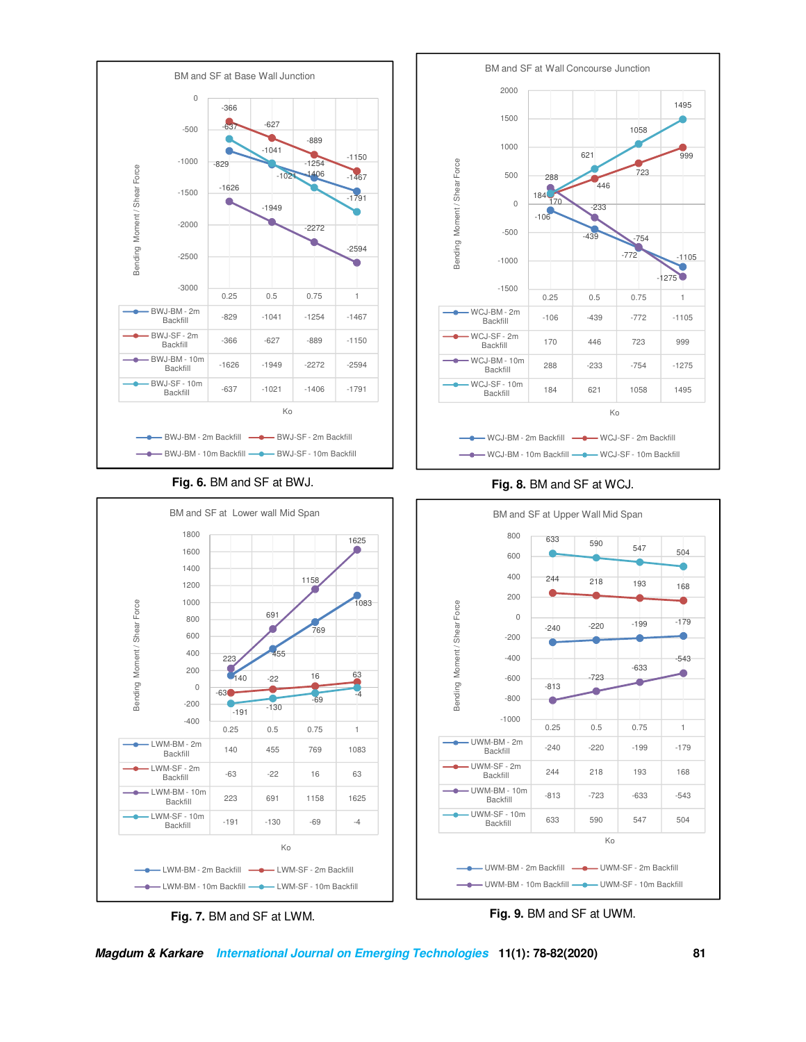BM and SF at Base Wall Junction

| | 0.25 | 0.5 | 0.75 | 1 |
|---|---|---|---|---|
| BWJ-BM - 2m Backfill | -829 | -1041 | -1254 | -1467 |
| BWJ-SF - 2m Backfill | -366 | -627 | -889 | -1150 |
| BWJ-BM - 10m Backfill | -1626 | -1949 | -2272 | -2594 |
| BWJ-SF - 10m Backfill | -637 | -1021 | -1406 | -1791 |

**Fig. 6.** BM and SF at BWJ.

BM and SF at Wall Concourse Junction

| | 0.25 | 0.5 | 0.75 | 1 |
|---|---|---|---|---|
| WCJ-BM - 2m Backfill | -106 | -439 | -772 | -1105 |
| WCJ-SF - 2m Backfill | 170 | 446 | 723 | 999 |
| WCJ-BM - 10m Backfill | 288 | -233 | -754 | -1275 |
| WCJ-SF - 10m Backfill | 184 | 621 | 1058 | 1495 |

**Fig. 8.** BM and SF at WCJ.

BM and SF at Lower wall Mid Span

| | 0.25 | 0.5 | 0.75 | 1 |
|---|---|---|---|---|
| LWM-BM - 2m Backfill | 140 | 455 | 769 | 1083 |
| LWM-SF - 2m Backfill | -63 | -22 | 16 | 63 |
| LWM-BM - 10m Backfill | 223 | 691 | 1158 | 1625 |
| LWM-SF - 10m Backfill | -191 | -130 | -69 | -4 |

**Fig. 7.** BM and SF at LWM.

BM and SF at Upper Wall Mid Span

| | 0.25 | 0.5 | 0.75 | 1 |
|---|---|---|---|---|
| UWM-BM - 2m Backfill | -240 | -220 | -199 | -179 |
| UWM-SF - 2m Backfill | 244 | 218 | 193 | 168 |
| UWM-BM - 10m Backfill | -813 | -723 | -633 | -543 |
| UWM-SF - 10m Backfill | 633 | 590 | 547 | 504 |

**Fig. 9.** BM and SF at UWM.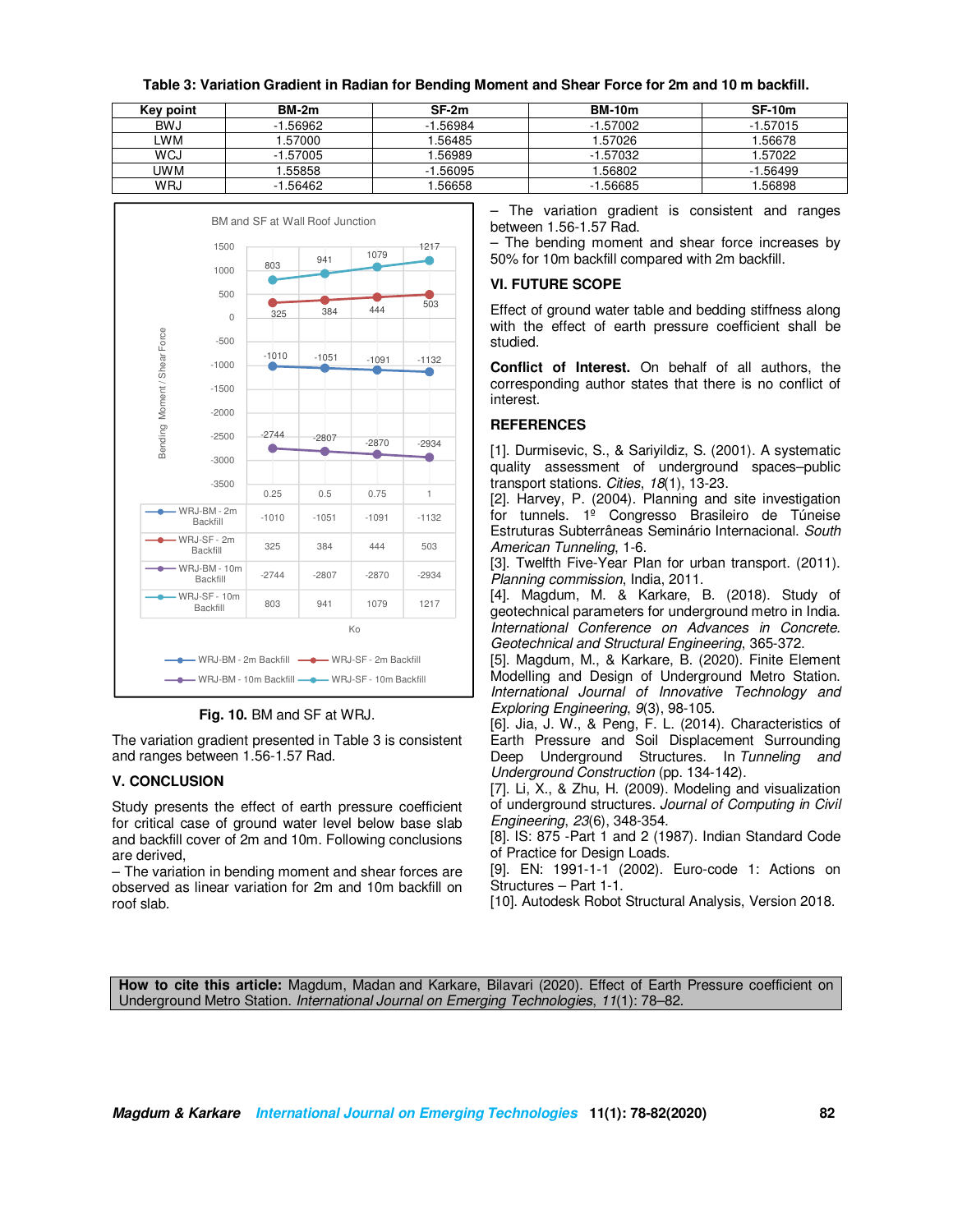**Table 3: Variation Gradient in Radian for Bending Moment and Shear Force for 2m and 10 m backfill.**

| Key point | BM-2m | SF-2m | BM-10m | SF-10m |
|---|---|---|---|---|
| BWJ | -1.56962 | -1.56984 | -1.57002 | -1.57015 |
| LWM | 1.57000 | 1.56485 | 1.57026 | 1.56678 |
| WCJ | -1.57005 | 1.56989 | -1.57032 | 1.57022 |
| UWM | 1.55858 | -1.56095 | 1.56802 | -1.56499 |
| WRJ | -1.56462 | 1.56658 | -1.56685 | 1.56898 |

BM and SF at Wall Roof Junction

Bending Moment / Shear Force

1500
1000
500
0
-500
-1000
-1500
-2000
-2500
-3000
-3500

803 941 1079 1217

325 384 444 503

-1010 -1051 -1091 -1132

-2744 -2807 -2870 -2934

0.25 0.5 0.75 1

WRJ-BM - 2m Backfill -1010 -1051 -1091 -1132

WRJ-SF - 2m Backfill 325 384 444 503

WRJ-BM - 10m Backfill -2744 -2807 -2870 -2934

WRJ-SF - 10m Backfill 803 941 1079 1217

Ko

WRJ-BM - 2m Backfill, WRJ-SF - 2m Backfill, WRJ-BM - 10m Backfill, WRJ-SF - 10m Backfill

**Fig. 10.** BM and SF at WRJ.

The variation gradient presented in Table 3 is consistent and ranges between 1.56-1.57 Rad.

## V. CONCLUSION

Study presents the effect of earth pressure coefficient for critical case of ground water level below base slab and backfill cover of 2m and 10m. Following conclusions are derived,

– The variation in bending moment and shear forces are observed as linear variation for 2m and 10m backfill on roof slab.

– The variation gradient is consistent and ranges between 1.56-1.57 Rad.

– The bending moment and shear force increases by 50% for 10m backfill compared with 2m backfill.

## VI. FUTURE SCOPE

Effect of ground water table and bedding stiffness along with the effect of earth pressure coefficient shall be studied.

**Conflict of Interest.** On behalf of all authors, the corresponding author states that there is no conflict of interest.

## REFERENCES

[1]. Durmisevic, S., & Sariyildiz, S. (2001). A systematic quality assessment of underground spaces–public transport stations. *Cities*, *18*(1), 13-23.

[2]. Harvey, P. (2004). Planning and site investigation for tunnels. 1º Congresso Brasileiro de Túneise Estruturas Subterrâneas Seminário Internacional. *South American Tunneling*, 1-6.

[3]. Twelfth Five-Year Plan for urban transport. (2011). *Planning commission*, India, 2011.

[4]. Magdum, M. & Karkare, B. (2018). Study of geotechnical parameters for underground metro in India. *International Conference on Advances in Concrete. Geotechnical and Structural Engineering*, 365-372.

[5]. Magdum, M., & Karkare, B. (2020). Finite Element Modelling and Design of Underground Metro Station. *International Journal of Innovative Technology and Exploring Engineering*, *9*(3), 98-105.

[6]. Jia, J. W., & Peng, F. L. (2014). Characteristics of Earth Pressure and Soil Displacement Surrounding Deep Underground Structures. In *Tunneling and Underground Construction* (pp. 134-142).

[7]. Li, X., & Zhu, H. (2009). Modeling and visualization of underground structures. *Journal of Computing in Civil Engineering*, *23*(6), 348-354.

[8]. IS: 875 -Part 1 and 2 (1987). Indian Standard Code of Practice for Design Loads.

[9]. EN: 1991-1-1 (2002). Euro-code 1: Actions on Structures – Part 1-1.

[10]. Autodesk Robot Structural Analysis, Version 2018.

**How to cite this article:** Magdum, Madan and Karkare, Bilavari (2020). Effect of Earth Pressure coefficient on Underground Metro Station. *International Journal on Emerging Technologies*, *11*(1): 78–82.